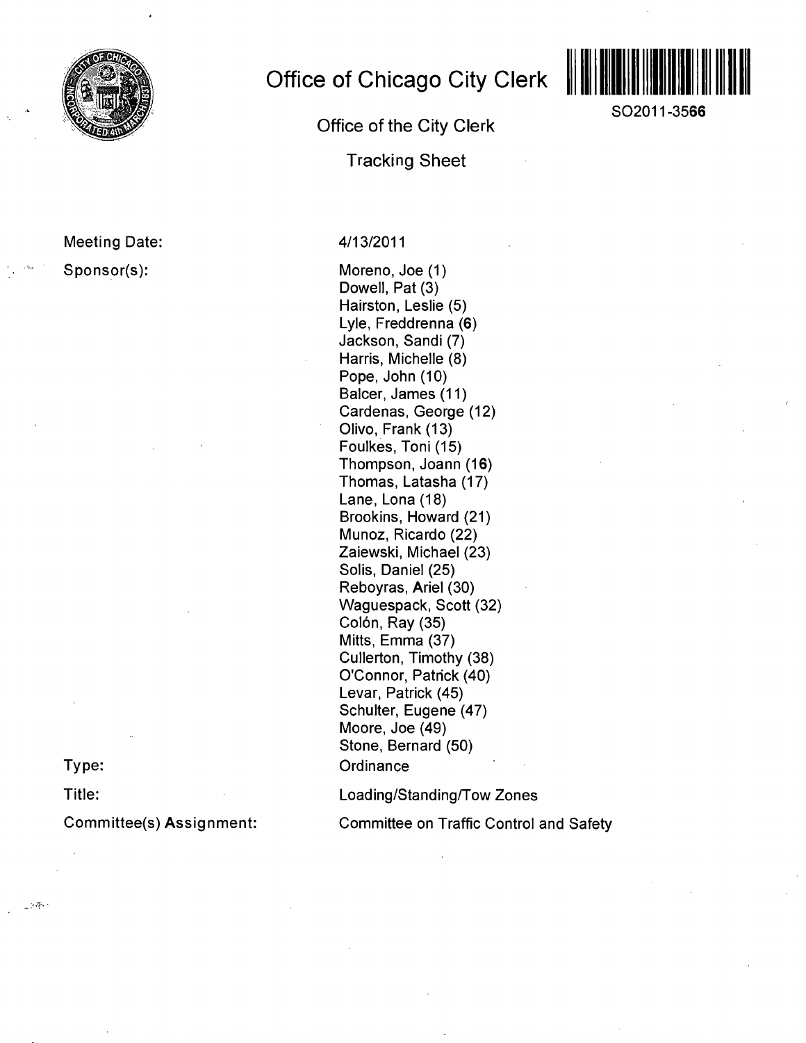# Office of Chicago City Clerk

SO2011-3566

## Office of the City Clerk

## Tracking Sheet

**Meeting Date:** 4/13/2011

**Sponsor(s):**

Moreno, Joe (1)
Dowell, Pat (3)
Hairston, Leslie (5)
Lyle, Freddrenna (6)
Jackson, Sandi (7)
Harris, Michelle (8)
Pope, John (10)
Balcer, James (11)
Cardenas, George (12)
Olivo, Frank (13)
Foulkes, Toni (15)
Thompson, Joann (16)
Thomas, Latasha (17)
Lane, Lona (18)
Brookins, Howard (21)
Munoz, Ricardo (22)
Zaiewski, Michael (23)
Solis, Daniel (25)
Reboyras, Ariel (30)
Waguespack, Scott (32)
Colón, Ray (35)
Mitts, Emma (37)
Cullerton, Timothy (38)
O'Connor, Patrick (40)
Levar, Patrick (45)
Schulter, Eugene (47)
Moore, Joe (49)
Stone, Bernard (50)

**Type:** Ordinance

**Title:** Loading/Standing/Tow Zones

**Committee(s) Assignment:** Committee on Traffic Control and Safety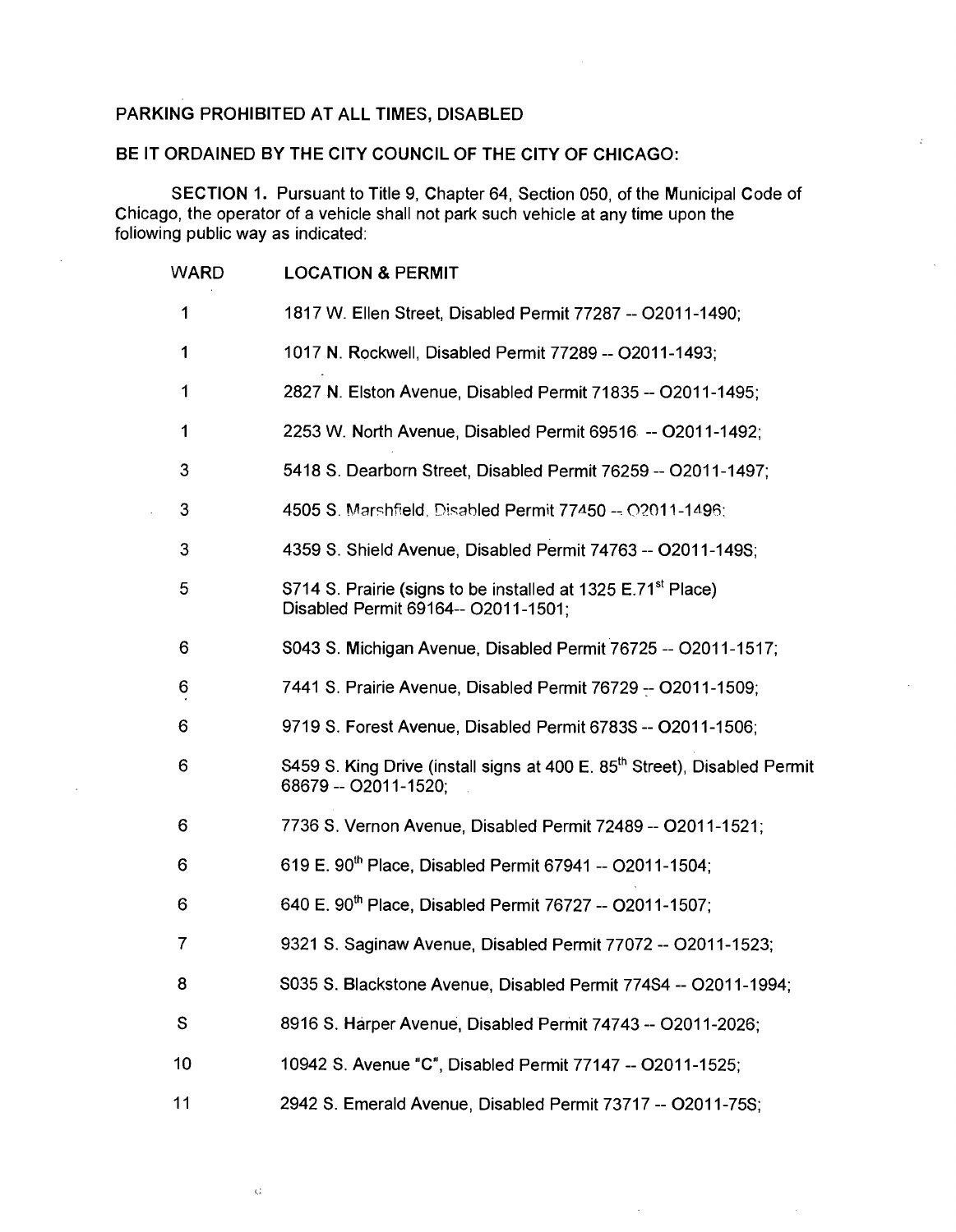PARKING PROHIBITED AT ALL TIMES, DISABLED

BE IT ORDAINED BY THE CITY COUNCIL OF THE CITY OF CHICAGO:

SECTION 1. Pursuant to Title 9, Chapter 64, Section 050, of the Municipal Code of Chicago, the operator of a vehicle shall not park such vehicle at any time upon the following public way as indicated:

| WARD | LOCATION & PERMIT |
|---|---|
| 1 | 1817 W. Ellen Street, Disabled Permit 77287 -- O2011-1490; |
| 1 | 1017 N. Rockwell, Disabled Permit 77289 -- O2011-1493; |
| 1 | 2827 N. Elston Avenue, Disabled Permit 71835 -- O2011-1495; |
| 1 | 2253 W. North Avenue, Disabled Permit 69516 -- O2011-1492; |
| 3 | 5418 S. Dearborn Street, Disabled Permit 76259 -- O2011-1497; |
| 3 | 4505 S. Marshfield, Disabled Permit 77450 -- O2011-1496; |
| 3 | 4359 S. Shield Avenue, Disabled Permit 74763 -- O2011-149S; |
| 5 | S714 S. Prairie (signs to be installed at 1325 E.71st Place) Disabled Permit 69164-- O2011-1501; |
| 6 | S043 S. Michigan Avenue, Disabled Permit 76725 -- O2011-1517; |
| 6 | 7441 S. Prairie Avenue, Disabled Permit 76729 -- O2011-1509; |
| 6 | 9719 S. Forest Avenue, Disabled Permit 6783S -- O2011-1506; |
| 6 | S459 S. King Drive (install signs at 400 E. 85th Street), Disabled Permit 68679 -- O2011-1520; |
| 6 | 7736 S. Vernon Avenue, Disabled Permit 72489 -- O2011-1521; |
| 6 | 619 E. 90th Place, Disabled Permit 67941 -- O2011-1504; |
| 6 | 640 E. 90th Place, Disabled Permit 76727 -- O2011-1507; |
| 7 | 9321 S. Saginaw Avenue, Disabled Permit 77072 -- O2011-1523; |
| 8 | S035 S. Blackstone Avenue, Disabled Permit 774S4 -- O2011-1994; |
| S | 8916 S. Harper Avenue, Disabled Permit 74743 -- O2011-2026; |
| 10 | 10942 S. Avenue "C", Disabled Permit 77147 -- O2011-1525; |
| 11 | 2942 S. Emerald Avenue, Disabled Permit 73717 -- O2011-75S; |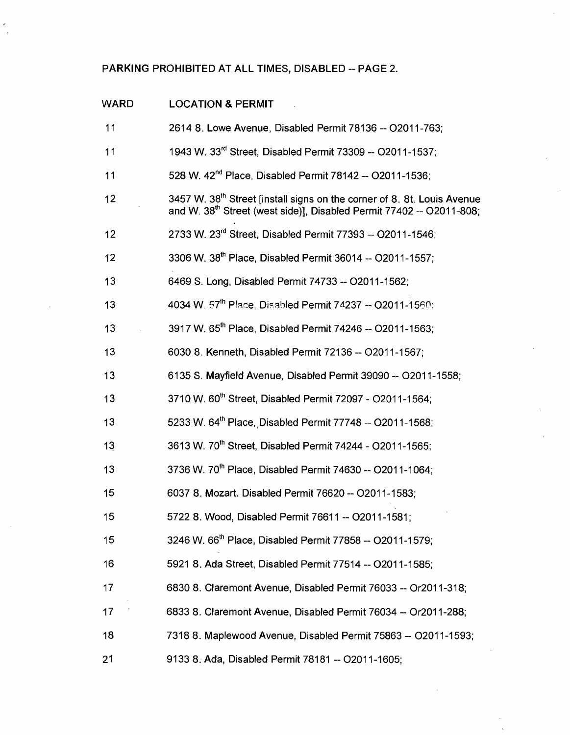PARKING PROHIBITED AT ALL TIMES, DISABLED -- PAGE 2.

| WARD | LOCATION & PERMIT |
| --- | --- |
| 11 | 2614 8. Lowe Avenue, Disabled Permit 78136 -- O2011-763; |
| 11 | 1943 W. 33rd Street, Disabled Permit 73309 -- O2011-1537; |
| 11 | 528 W. 42nd Place, Disabled Permit 78142 -- O2011-1536; |
| 12 | 3457 W. 38th Street [install signs on the corner of 8. 8t. Louis Avenue and W. 38th Street (west side)], Disabled Permit 77402 -- O2011-808; |
| 12 | 2733 W. 23rd Street, Disabled Permit 77393 -- O2011-1546; |
| 12 | 3306 W. 38th Place, Disabled Permit 36014 -- O2011-1557; |
| 13 | 6469 S. Long, Disabled Permit 74733 -- O2011-1562; |
| 13 | 4034 W. 57th Place, Disabled Permit 74237 -- O2011-1560; |
| 13 | 3917 W. 65th Place, Disabled Permit 74246 -- O2011-1563; |
| 13 | 6030 8. Kenneth, Disabled Permit 72136 -- O2011-1567; |
| 13 | 6135 S. Mayfield Avenue, Disabled Permit 39090 -- O2011-1558; |
| 13 | 3710 W. 60th Street, Disabled Permit 72097 - O2011-1564; |
| 13 | 5233 W. 64th Place, Disabled Permit 77748 -- O2011-1568; |
| 13 | 3613 W. 70th Street, Disabled Permit 74244 - O2011-1565; |
| 13 | 3736 W. 70th Place, Disabled Permit 74630 -- O2011-1064; |
| 15 | 6037 8. Mozart. Disabled Permit 76620 -- O2011-1583; |
| 15 | 5722 8. Wood, Disabled Permit 76611 -- O2011-1581; |
| 15 | 3246 W. 66th Place, Disabled Permit 77858 -- O2011-1579; |
| 16 | 5921 8. Ada Street, Disabled Permit 77514 -- O2011-1585; |
| 17 | 6830 8. Claremont Avenue, Disabled Permit 76033 -- Or2011-318; |
| 17 | 6833 8. Claremont Avenue, Disabled Permit 76034 -- Or2011-288; |
| 18 | 7318 8. Maplewood Avenue, Disabled Permit 75863 -- O2011-1593; |
| 21 | 9133 8. Ada, Disabled Permit 78181 -- O2011-1605; |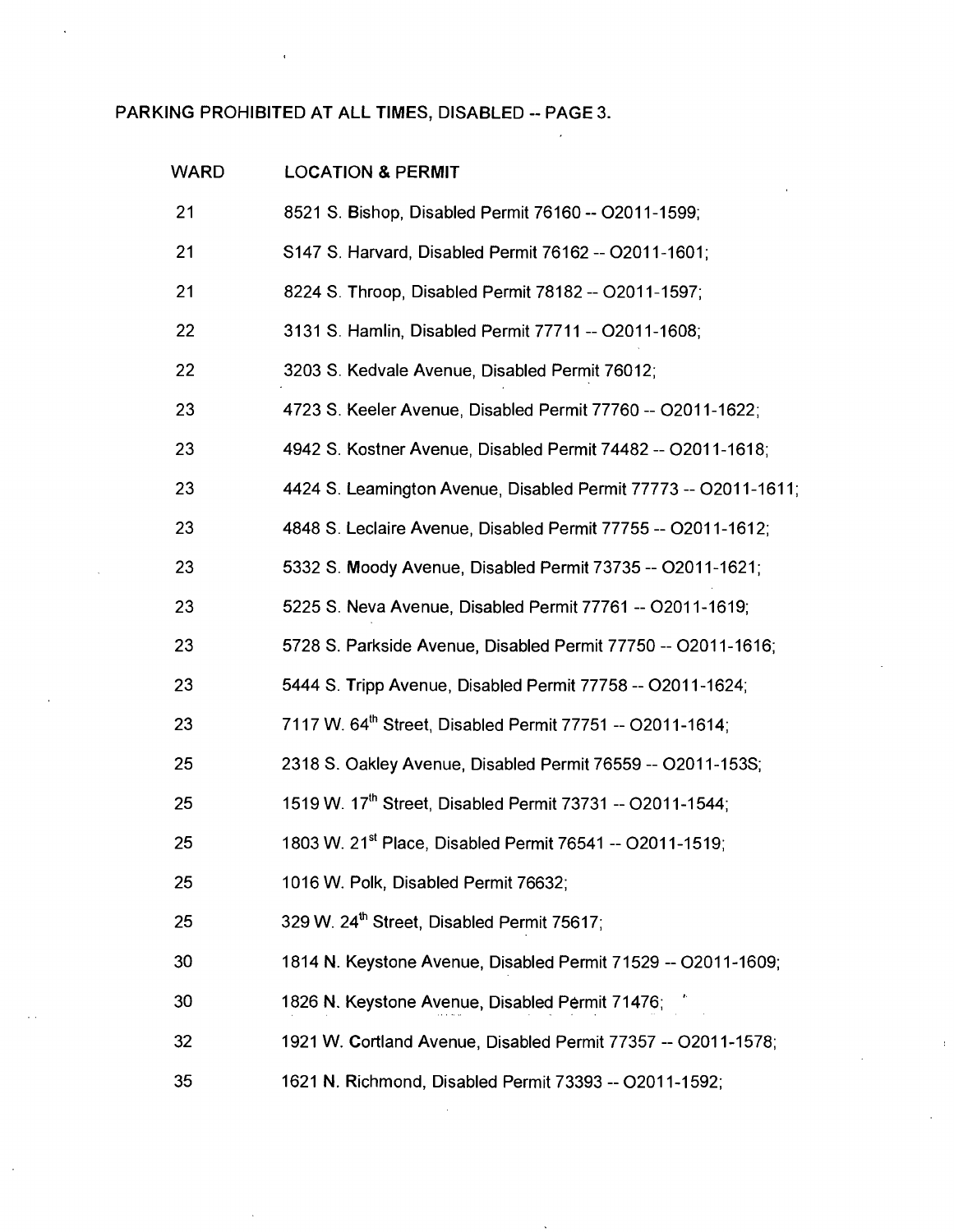PARKING PROHIBITED AT ALL TIMES, DISABLED -- PAGE 3.

| WARD | LOCATION & PERMIT |
| --- | --- |
| 21 | 8521 S. Bishop, Disabled Permit 76160 -- O2011-1599; |
| 21 | S147 S. Harvard, Disabled Permit 76162 -- O2011-1601; |
| 21 | 8224 S. Throop, Disabled Permit 78182 -- O2011-1597; |
| 22 | 3131 S. Hamlin, Disabled Permit 77711 -- O2011-1608; |
| 22 | 3203 S. Kedvale Avenue, Disabled Permit 76012; |
| 23 | 4723 S. Keeler Avenue, Disabled Permit 77760 -- O2011-1622; |
| 23 | 4942 S. Kostner Avenue, Disabled Permit 74482 -- O2011-1618; |
| 23 | 4424 S. Leamington Avenue, Disabled Permit 77773 -- O2011-1611; |
| 23 | 4848 S. Leclaire Avenue, Disabled Permit 77755 -- O2011-1612; |
| 23 | 5332 S. Moody Avenue, Disabled Permit 73735 -- O2011-1621; |
| 23 | 5225 S. Neva Avenue, Disabled Permit 77761 -- O2011-1619; |
| 23 | 5728 S. Parkside Avenue, Disabled Permit 77750 -- O2011-1616; |
| 23 | 5444 S. Tripp Avenue, Disabled Permit 77758 -- O2011-1624; |
| 23 | 7117 W. 64th Street, Disabled Permit 77751 -- O2011-1614; |
| 25 | 2318 S. Oakley Avenue, Disabled Permit 76559 -- O2011-153S; |
| 25 | 1519 W. 17th Street, Disabled Permit 73731 -- O2011-1544; |
| 25 | 1803 W. 21st Place, Disabled Permit 76541 -- O2011-1519; |
| 25 | 1016 W. Polk, Disabled Permit 76632; |
| 25 | 329 W. 24th Street, Disabled Permit 75617; |
| 30 | 1814 N. Keystone Avenue, Disabled Permit 71529 -- O2011-1609; |
| 30 | 1826 N. Keystone Avenue, Disabled Permit 71476; |
| 32 | 1921 W. Cortland Avenue, Disabled Permit 77357 -- O2011-1578; |
| 35 | 1621 N. Richmond, Disabled Permit 73393 -- O2011-1592; |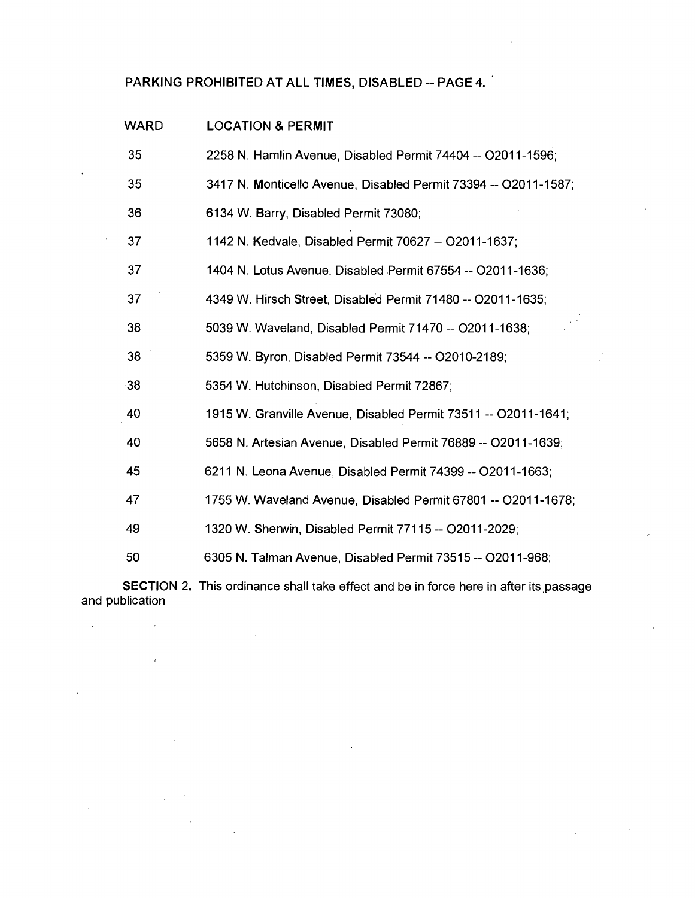PARKING PROHIBITED AT ALL TIMES, DISABLED -- PAGE 4.

| WARD | LOCATION & PERMIT |
| --- | --- |
| 35 | 2258 N. Hamlin Avenue, Disabled Permit 74404 -- O2011-1596; |
| 35 | 3417 N. Monticello Avenue, Disabled Permit 73394 -- O2011-1587; |
| 36 | 6134 W. Barry, Disabled Permit 73080; |
| 37 | 1142 N. Kedvale, Disabled Permit 70627 -- O2011-1637; |
| 37 | 1404 N. Lotus Avenue, Disabled Permit 67554 -- O2011-1636; |
| 37 | 4349 W. Hirsch Street, Disabled Permit 71480 -- O2011-1635; |
| 38 | 5039 W. Waveland, Disabled Permit 71470 -- O2011-1638; |
| 38 | 5359 W. Byron, Disabled Permit 73544 -- O2010-2189; |
| 38 | 5354 W. Hutchinson, Disabied Permit 72867; |
| 40 | 1915 W. Granville Avenue, Disabled Permit 73511 -- O2011-1641; |
| 40 | 5658 N. Artesian Avenue, Disabled Permit 76889 -- O2011-1639; |
| 45 | 6211 N. Leona Avenue, Disabled Permit 74399 -- O2011-1663; |
| 47 | 1755 W. Waveland Avenue, Disabled Permit 67801 -- O2011-1678; |
| 49 | 1320 W. Sherwin, Disabled Permit 77115 -- O2011-2029; |
| 50 | 6305 N. Talman Avenue, Disabled Permit 73515 -- O2011-968; |

**SECTION 2.** This ordinance shall take effect and be in force here in after its passage and publication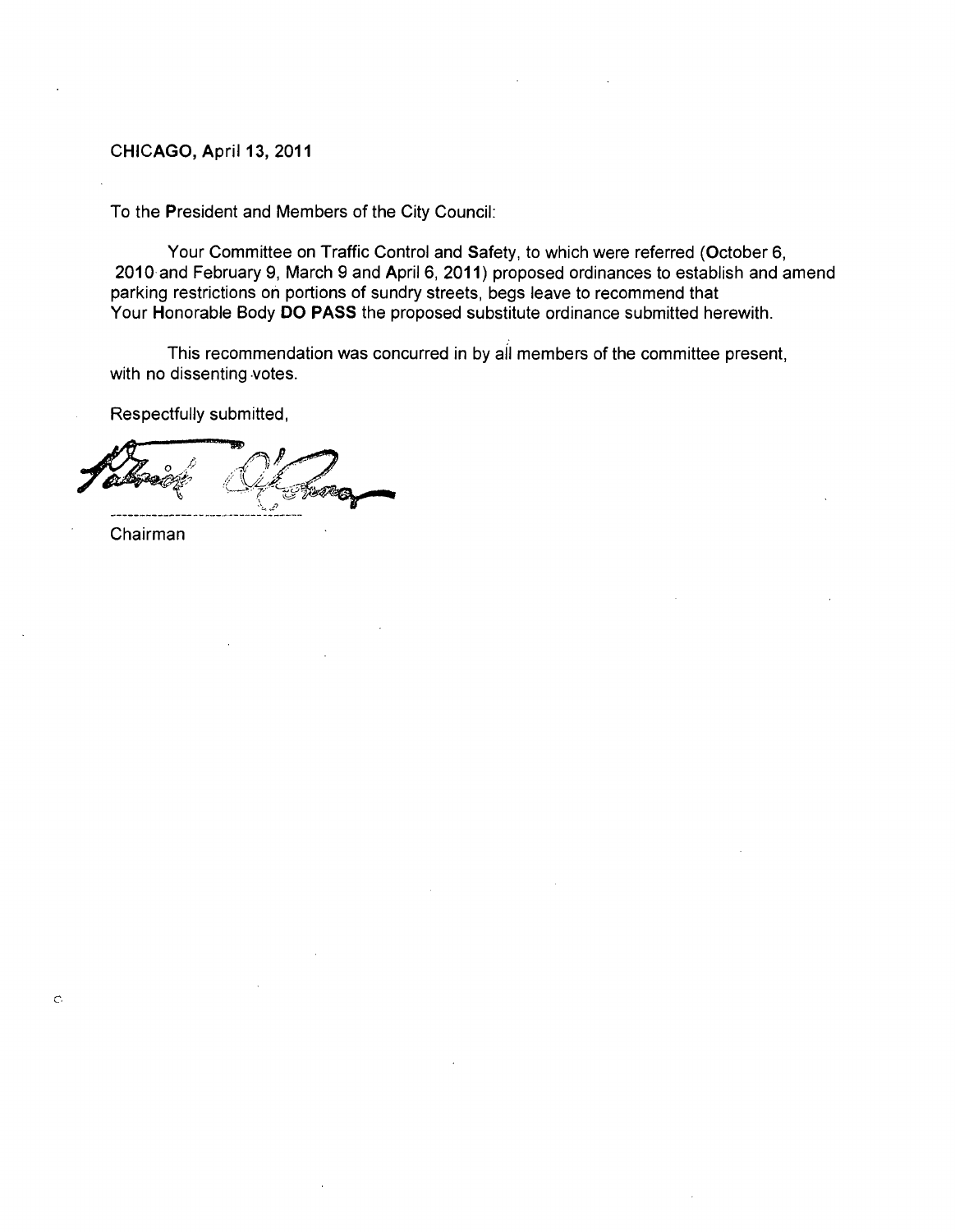CHICAGO, April 13, 2011

To the President and Members of the City Council:

Your Committee on Traffic Control and Safety, to which were referred (October 6, 2010 and February 9, March 9 and April 6, 2011) proposed ordinances to establish and amend parking restrictions on portions of sundry streets, begs leave to recommend that Your Honorable Body **DO PASS** the proposed substitute ordinance submitted herewith.

This recommendation was concurred in by all members of the committee present, with no dissenting votes.

Respectfully submitted,

Chairman